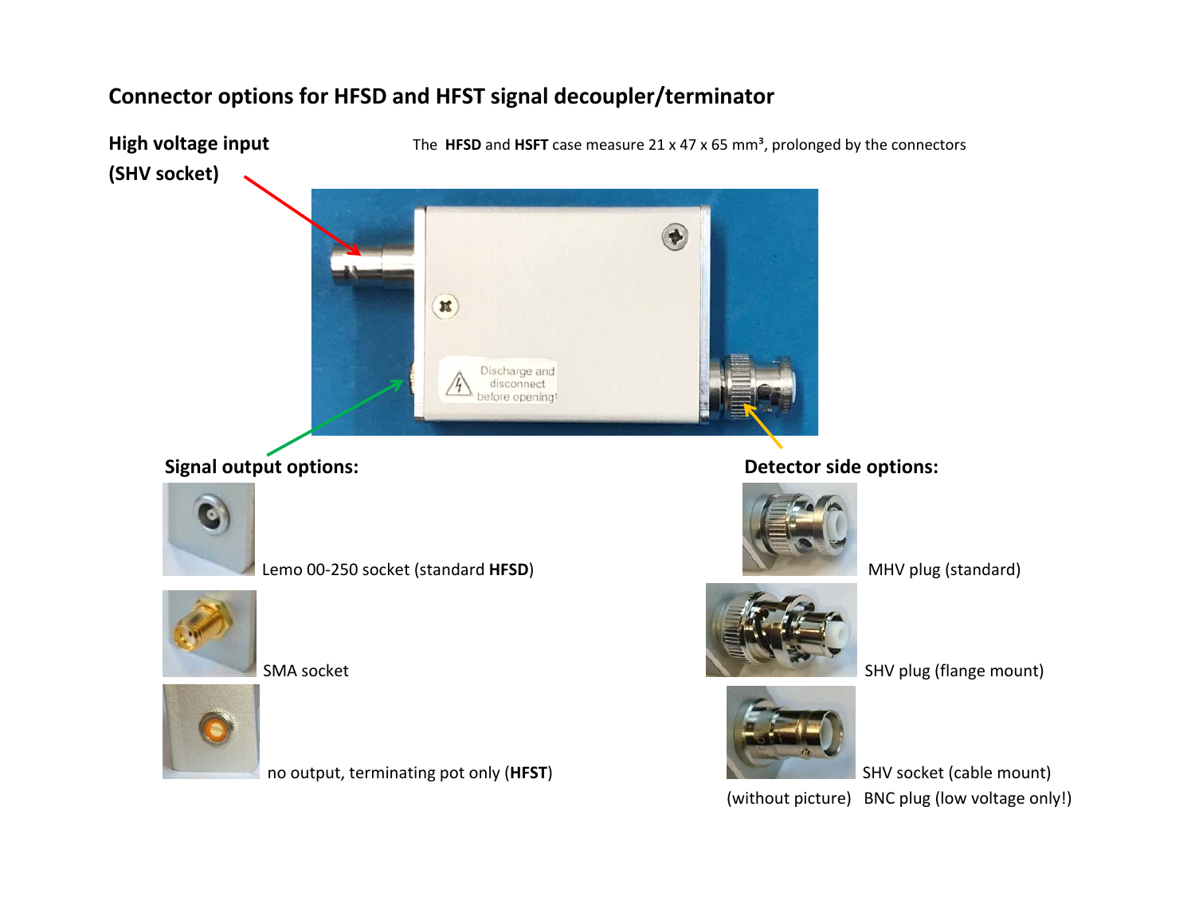# Connector options for HFSD and HFST signal decoupler/terminator

**High voltage input (SHV socket)**

The **HFSD** and **HSFT** case measure 21 x 47 x 65 mm³, prolonged by the connectors

Discharge and disconnect before opening!

**Signal output options:**

- Lemo 00-250 socket (standard **HFSD**)
- SMA socket
- no output, terminating pot only (**HFST**)

**Detector side options:**

- MHV plug (standard)
- SHV plug (flange mount)
- SHV socket (cable mount)
- (without picture) BNC plug (low voltage only!)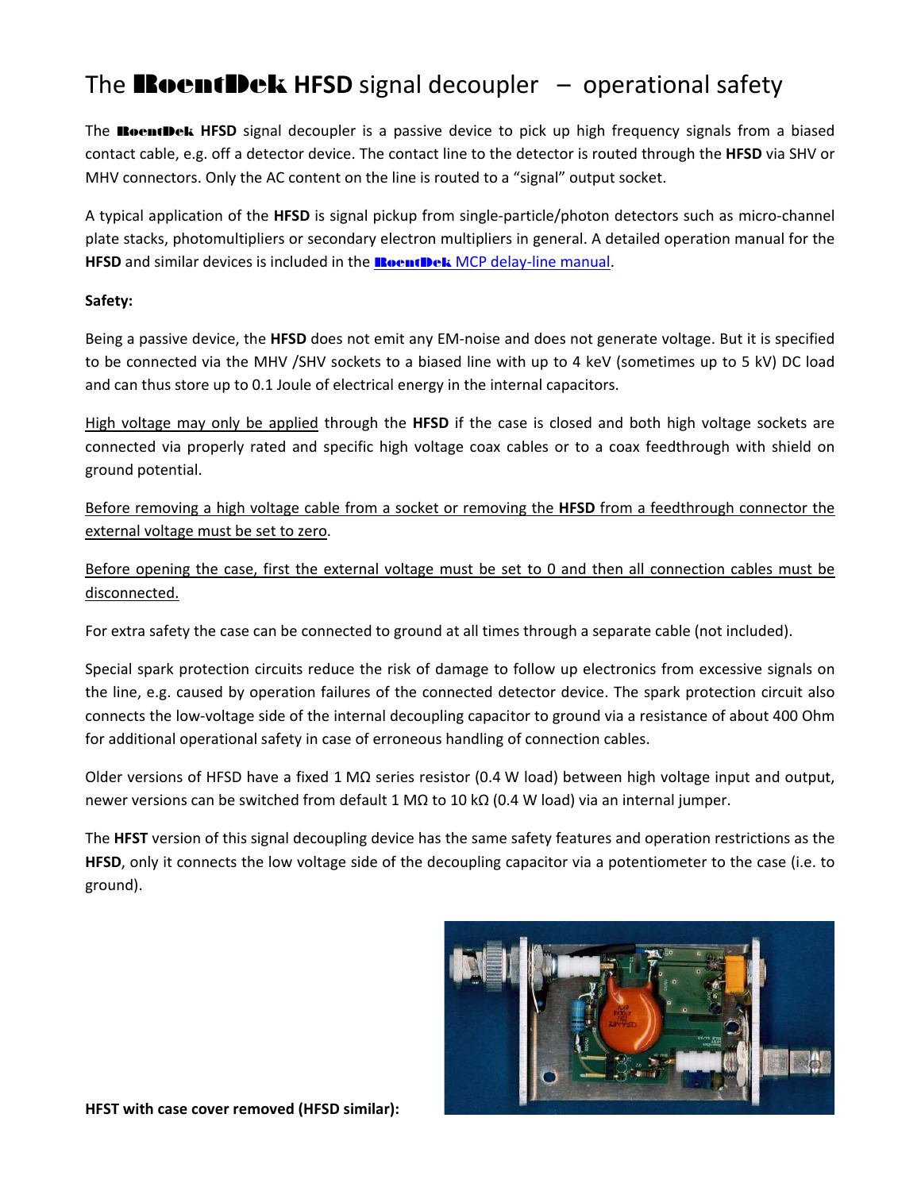# The RoentDek HFSD signal decoupler – operational safety

The RoentDek **HFSD** signal decoupler is a passive device to pick up high frequency signals from a biased contact cable, e.g. off a detector device. The contact line to the detector is routed through the **HFSD** via SHV or MHV connectors. Only the AC content on the line is routed to a "signal" output socket.

A typical application of the **HFSD** is signal pickup from single-particle/photon detectors such as micro-channel plate stacks, photomultipliers or secondary electron multipliers in general. A detailed operation manual for the **HFSD** and similar devices is included in the RoentDek MCP delay-line manual.

**Safety:**

Being a passive device, the **HFSD** does not emit any EM-noise and does not generate voltage. But it is specified to be connected via the MHV /SHV sockets to a biased line with up to 4 keV (sometimes up to 5 kV) DC load and can thus store up to 0.1 Joule of electrical energy in the internal capacitors.

High voltage may only be applied through the **HFSD** if the case is closed and both high voltage sockets are connected via properly rated and specific high voltage coax cables or to a coax feedthrough with shield on ground potential.

Before removing a high voltage cable from a socket or removing the **HFSD** from a feedthrough connector the external voltage must be set to zero.

Before opening the case, first the external voltage must be set to 0 and then all connection cables must be disconnected.

For extra safety the case can be connected to ground at all times through a separate cable (not included).

Special spark protection circuits reduce the risk of damage to follow up electronics from excessive signals on the line, e.g. caused by operation failures of the connected detector device. The spark protection circuit also connects the low-voltage side of the internal decoupling capacitor to ground via a resistance of about 400 Ohm for additional operational safety in case of erroneous handling of connection cables.

Older versions of HFSD have a fixed 1 MΩ series resistor (0.4 W load) between high voltage input and output, newer versions can be switched from default 1 MΩ to 10 kΩ (0.4 W load) via an internal jumper.

The **HFST** version of this signal decoupling device has the same safety features and operation restrictions as the **HFSD**, only it connects the low voltage side of the decoupling capacitor via a potentiometer to the case (i.e. to ground).

**HFST with case cover removed (HFSD similar):**